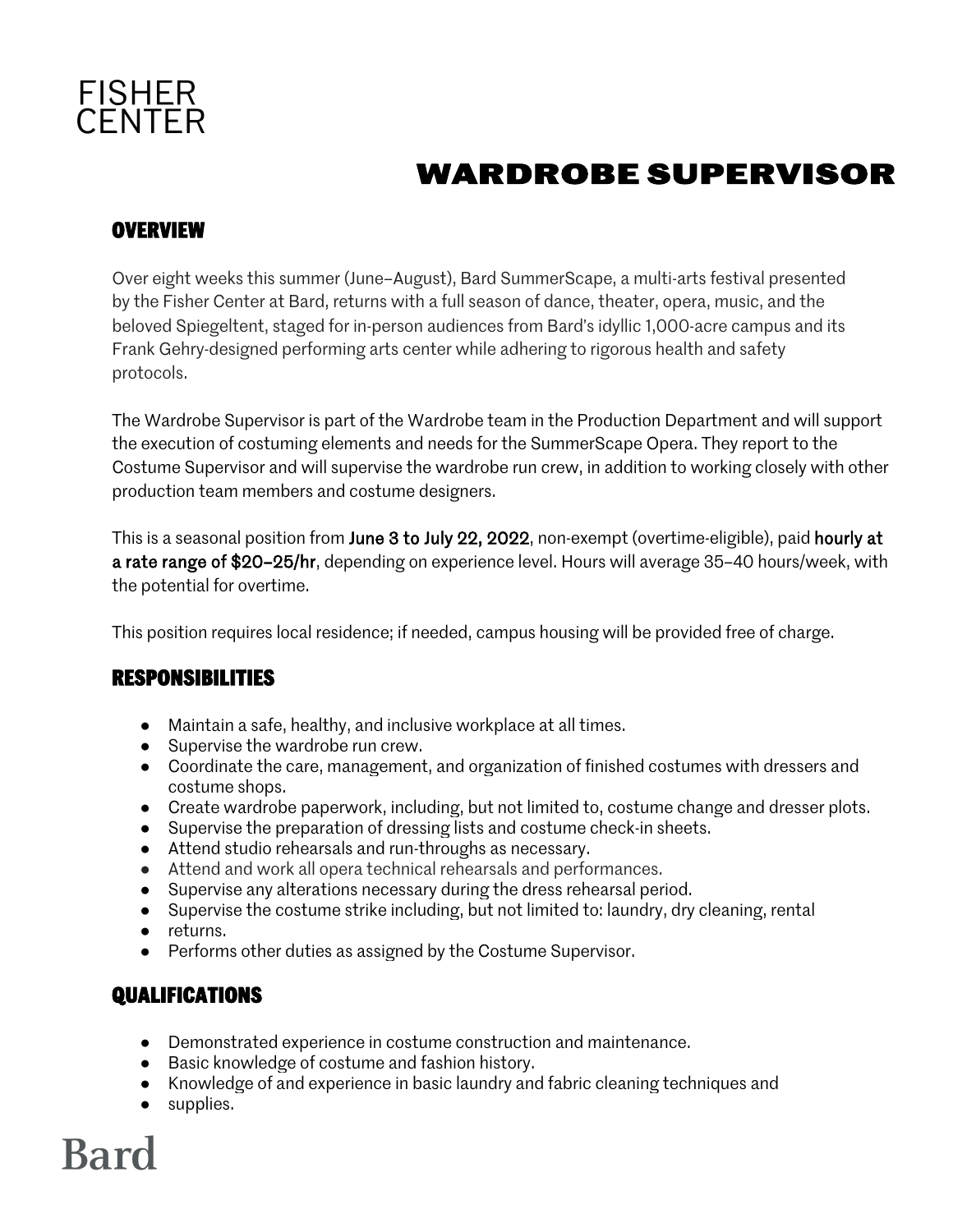FISHER
CENTER

# WARDROBE SUPERVISOR

## OVERVIEW

Over eight weeks this summer (June–August), Bard SummerScape, a multi-arts festival presented by the Fisher Center at Bard, returns with a full season of dance, theater, opera, music, and the beloved Spiegeltent, staged for in-person audiences from Bard's idyllic 1,000-acre campus and its Frank Gehry-designed performing arts center while adhering to rigorous health and safety protocols.

The Wardrobe Supervisor is part of the Wardrobe team in the Production Department and will support the execution of costuming elements and needs for the SummerScape Opera. They report to the Costume Supervisor and will supervise the wardrobe run crew, in addition to working closely with other production team members and costume designers.

This is a seasonal position from **June 3 to July 22, 2022**, non-exempt (overtime-eligible), paid **hourly at a rate range of $20–25/hr**, depending on experience level. Hours will average 35–40 hours/week, with the potential for overtime.

This position requires local residence; if needed, campus housing will be provided free of charge.

## RESPONSIBILITIES

- Maintain a safe, healthy, and inclusive workplace at all times.
- Supervise the wardrobe run crew.
- Coordinate the care, management, and organization of finished costumes with dressers and costume shops.
- Create wardrobe paperwork, including, but not limited to, costume change and dresser plots.
- Supervise the preparation of dressing lists and costume check-in sheets.
- Attend studio rehearsals and run-throughs as necessary.
- Attend and work all opera technical rehearsals and performances.
- Supervise any alterations necessary during the dress rehearsal period.
- Supervise the costume strike including, but not limited to: laundry, dry cleaning, rental
- returns.
- Performs other duties as assigned by the Costume Supervisor.

## QUALIFICATIONS

- Demonstrated experience in costume construction and maintenance.
- Basic knowledge of costume and fashion history.
- Knowledge of and experience in basic laundry and fabric cleaning techniques and
- supplies.

Bard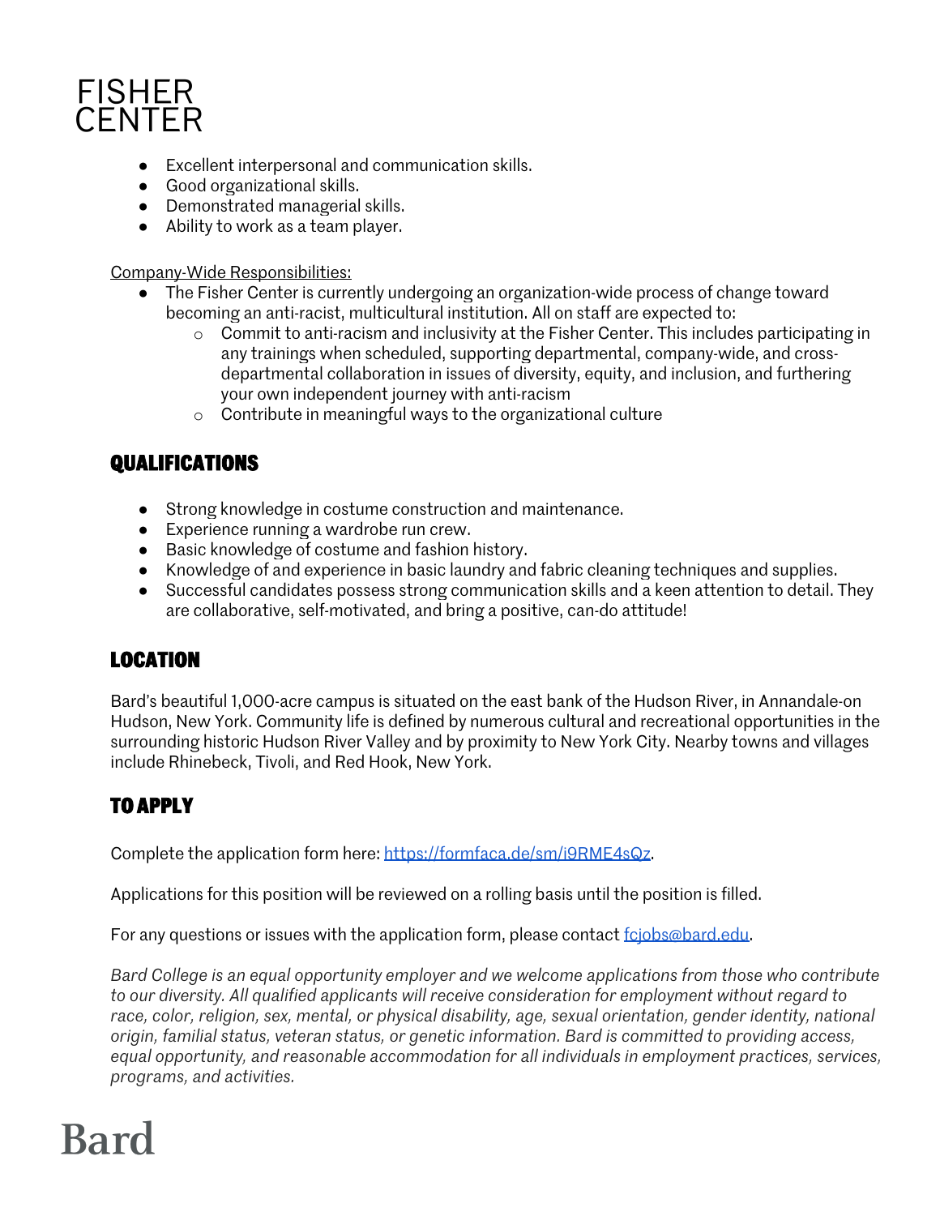- Excellent interpersonal and communication skills.
- Good organizational skills.
- Demonstrated managerial skills.
- Ability to work as a team player.

Company-Wide Responsibilities:

- The Fisher Center is currently undergoing an organization-wide process of change toward becoming an anti-racist, multicultural institution. All on staff are expected to:
  - Commit to anti-racism and inclusivity at the Fisher Center. This includes participating in any trainings when scheduled, supporting departmental, company-wide, and cross-departmental collaboration in issues of diversity, equity, and inclusion, and furthering your own independent journey with anti-racism
  - Contribute in meaningful ways to the organizational culture

## QUALIFICATIONS

- Strong knowledge in costume construction and maintenance.
- Experience running a wardrobe run crew.
- Basic knowledge of costume and fashion history.
- Knowledge of and experience in basic laundry and fabric cleaning techniques and supplies.
- Successful candidates possess strong communication skills and a keen attention to detail. They are collaborative, self-motivated, and bring a positive, can-do attitude!

## LOCATION

Bard's beautiful 1,000-acre campus is situated on the east bank of the Hudson River, in Annandale-on Hudson, New York. Community life is defined by numerous cultural and recreational opportunities in the surrounding historic Hudson River Valley and by proximity to New York City. Nearby towns and villages include Rhinebeck, Tivoli, and Red Hook, New York.

## TO APPLY

Complete the application form here: https://formfaca.de/sm/i9RME4sQz.

Applications for this position will be reviewed on a rolling basis until the position is filled.

For any questions or issues with the application form, please contact fcjobs@bard.edu.

*Bard College is an equal opportunity employer and we welcome applications from those who contribute to our diversity. All qualified applicants will receive consideration for employment without regard to race, color, religion, sex, mental, or physical disability, age, sexual orientation, gender identity, national origin, familial status, veteran status, or genetic information. Bard is committed to providing access, equal opportunity, and reasonable accommodation for all individuals in employment practices, services, programs, and activities.*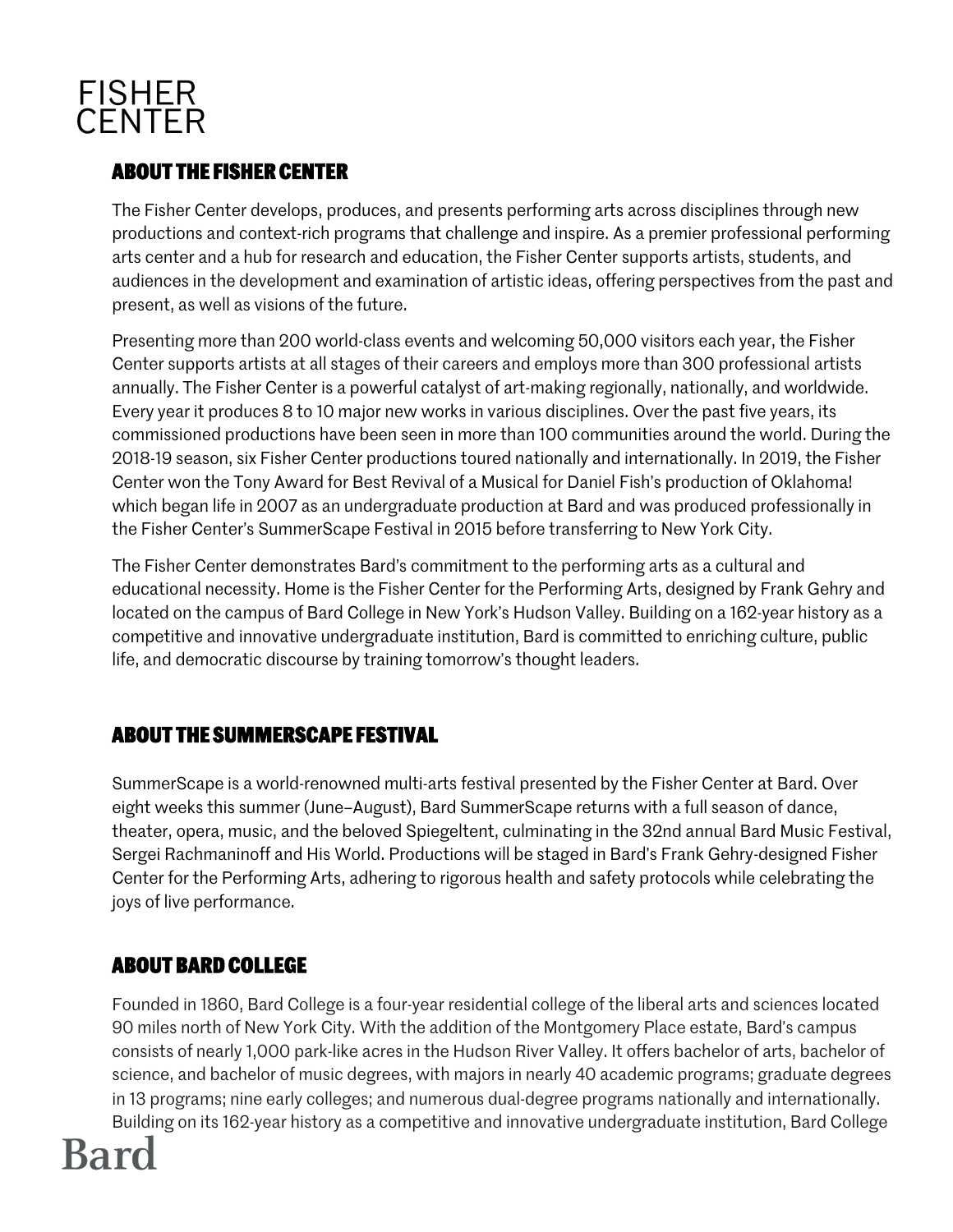# FISHER CENTER

## ABOUT THE FISHER CENTER

The Fisher Center develops, produces, and presents performing arts across disciplines through new productions and context-rich programs that challenge and inspire. As a premier professional performing arts center and a hub for research and education, the Fisher Center supports artists, students, and audiences in the development and examination of artistic ideas, offering perspectives from the past and present, as well as visions of the future.

Presenting more than 200 world-class events and welcoming 50,000 visitors each year, the Fisher Center supports artists at all stages of their careers and employs more than 300 professional artists annually. The Fisher Center is a powerful catalyst of art-making regionally, nationally, and worldwide. Every year it produces 8 to 10 major new works in various disciplines. Over the past five years, its commissioned productions have been seen in more than 100 communities around the world. During the 2018-19 season, six Fisher Center productions toured nationally and internationally. In 2019, the Fisher Center won the Tony Award for Best Revival of a Musical for Daniel Fish's production of Oklahoma! which began life in 2007 as an undergraduate production at Bard and was produced professionally in the Fisher Center's SummerScape Festival in 2015 before transferring to New York City.

The Fisher Center demonstrates Bard's commitment to the performing arts as a cultural and educational necessity. Home is the Fisher Center for the Performing Arts, designed by Frank Gehry and located on the campus of Bard College in New York's Hudson Valley. Building on a 162-year history as a competitive and innovative undergraduate institution, Bard is committed to enriching culture, public life, and democratic discourse by training tomorrow's thought leaders.

## ABOUT THE SUMMERSCAPE FESTIVAL

SummerScape is a world-renowned multi-arts festival presented by the Fisher Center at Bard. Over eight weeks this summer (June–August), Bard SummerScape returns with a full season of dance, theater, opera, music, and the beloved Spiegeltent, culminating in the 32nd annual Bard Music Festival, Sergei Rachmaninoff and His World. Productions will be staged in Bard's Frank Gehry-designed Fisher Center for the Performing Arts, adhering to rigorous health and safety protocols while celebrating the joys of live performance.

## ABOUT BARD COLLEGE

Founded in 1860, Bard College is a four-year residential college of the liberal arts and sciences located 90 miles north of New York City. With the addition of the Montgomery Place estate, Bard's campus consists of nearly 1,000 park-like acres in the Hudson River Valley. It offers bachelor of arts, bachelor of science, and bachelor of music degrees, with majors in nearly 40 academic programs; graduate degrees in 13 programs; nine early colleges; and numerous dual-degree programs nationally and internationally. Building on its 162-year history as a competitive and innovative undergraduate institution, Bard College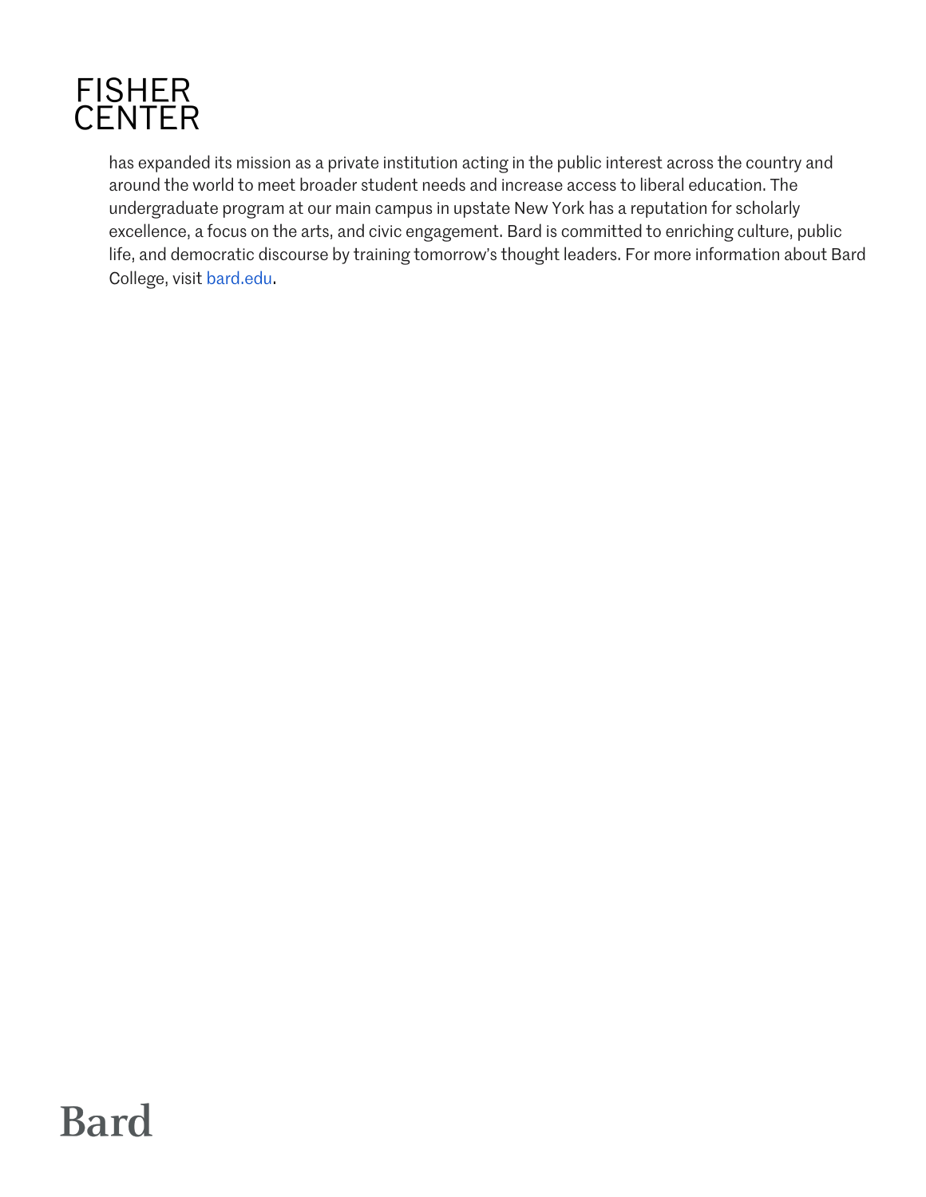FISHER CENTER

has expanded its mission as a private institution acting in the public interest across the country and around the world to meet broader student needs and increase access to liberal education. The undergraduate program at our main campus in upstate New York has a reputation for scholarly excellence, a focus on the arts, and civic engagement. Bard is committed to enriching culture, public life, and democratic discourse by training tomorrow's thought leaders. For more information about Bard College, visit bard.edu.

Bard